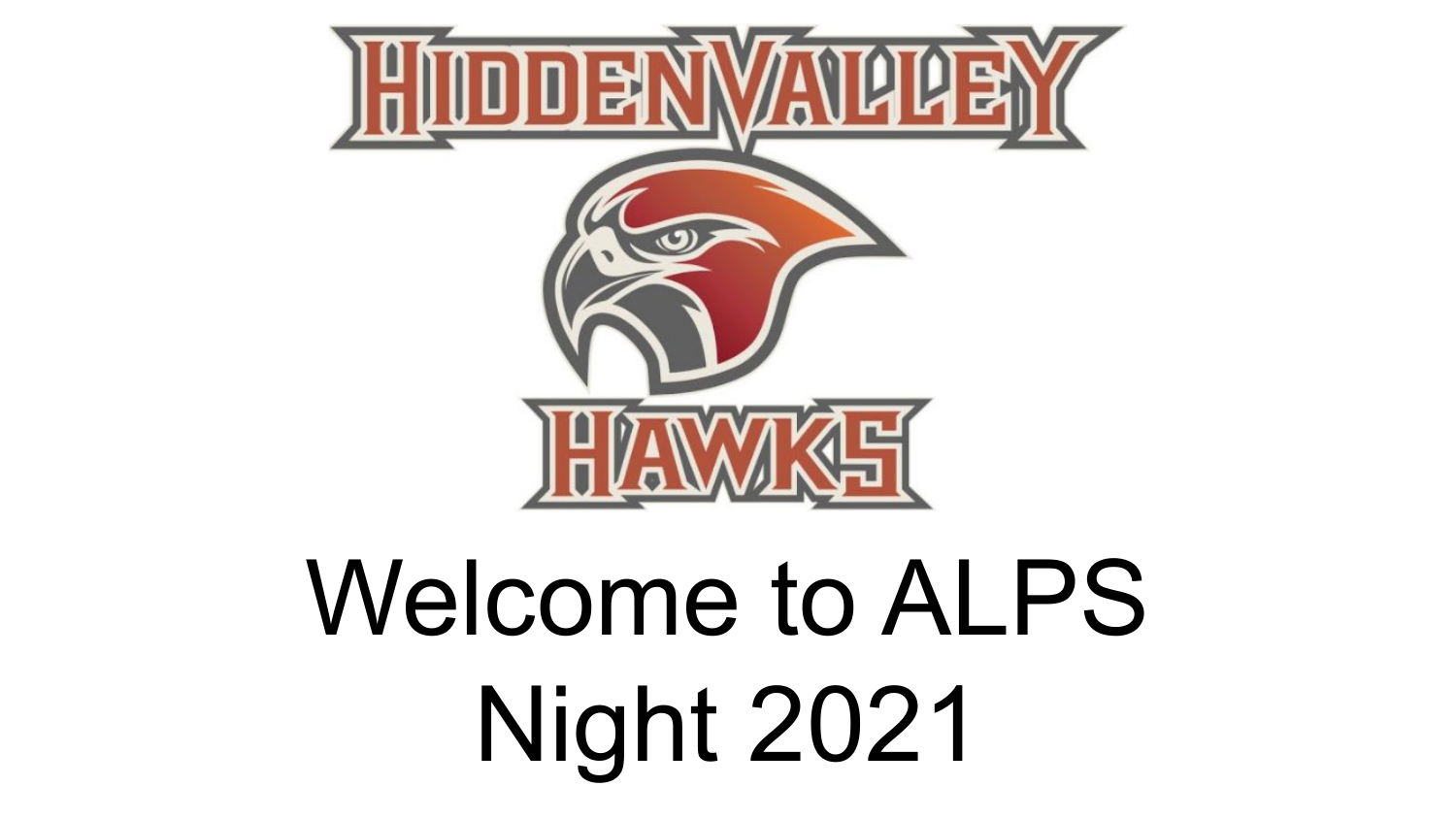HIDDEN VALLEY

HAWKS

# Welcome to ALPS Night 2021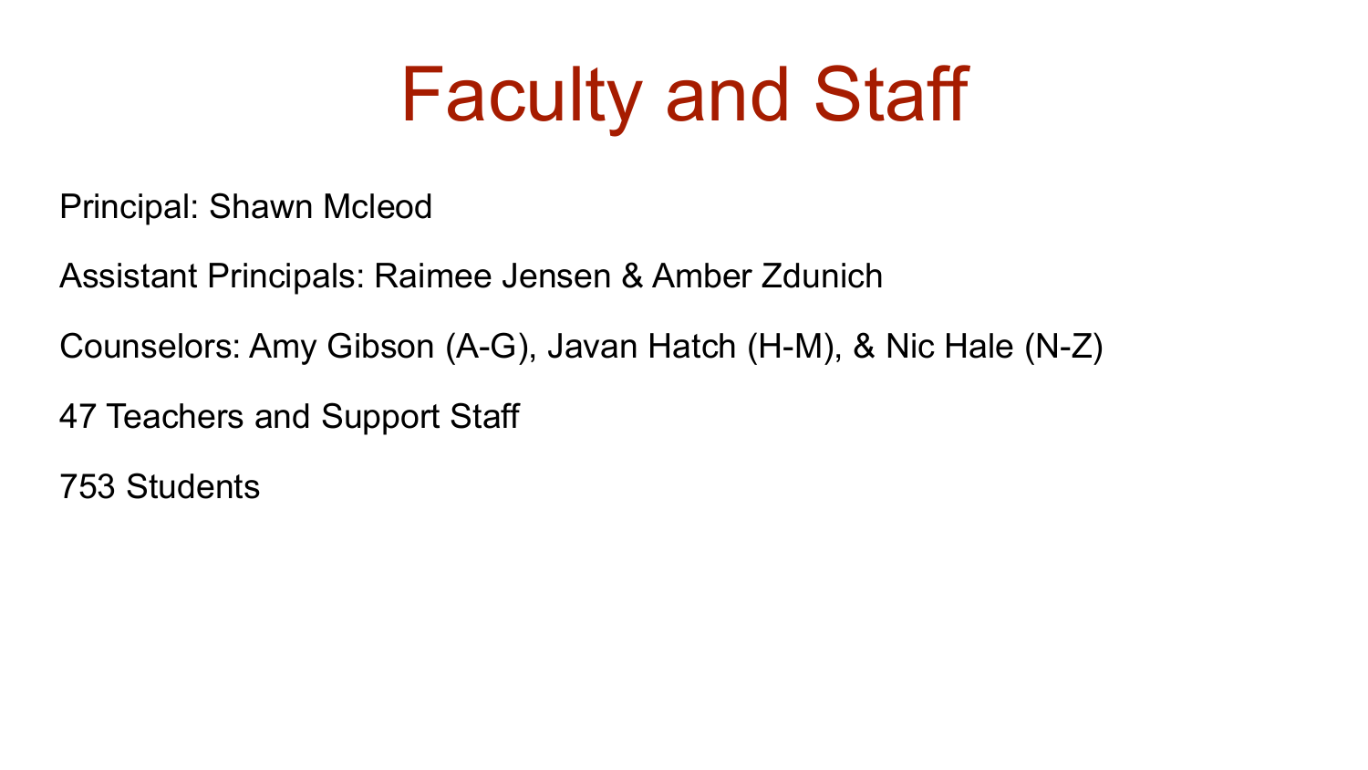# Faculty and Staff

Principal: Shawn Mcleod

Assistant Principals: Raimee Jensen & Amber Zdunich

Counselors: Amy Gibson (A-G), Javan Hatch (H-M), & Nic Hale (N-Z)

47 Teachers and Support Staff

753 Students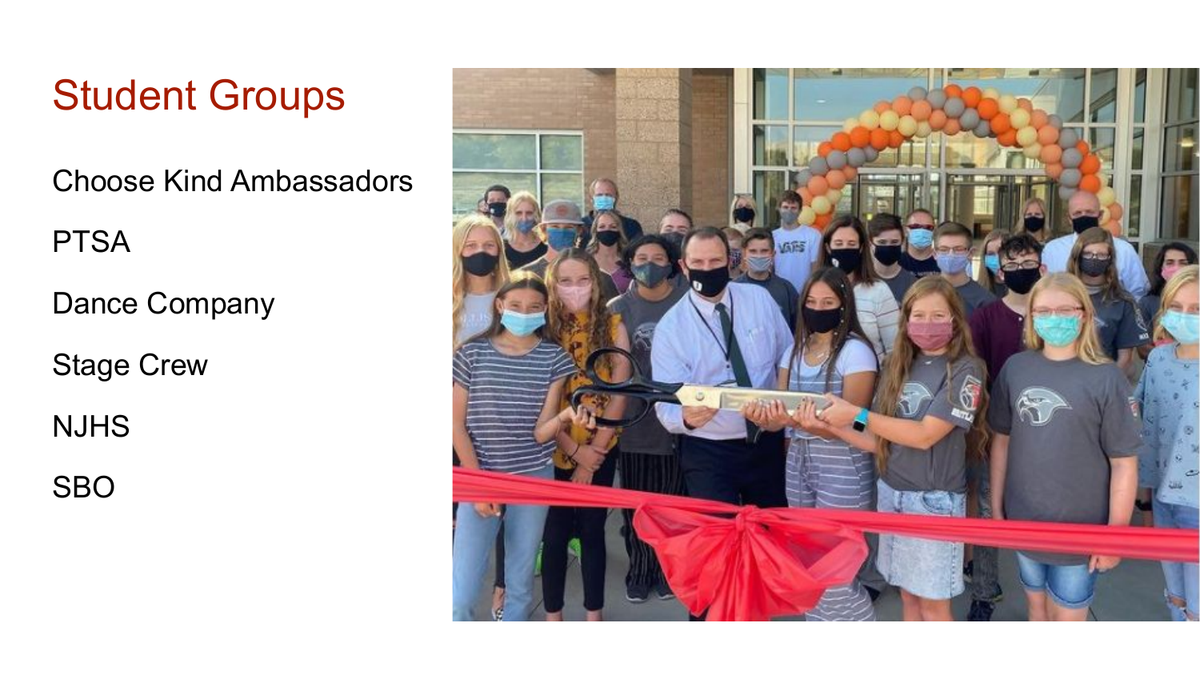# Student Groups

Choose Kind Ambassadors

PTSA

Dance Company

Stage Crew

NJHS

SBO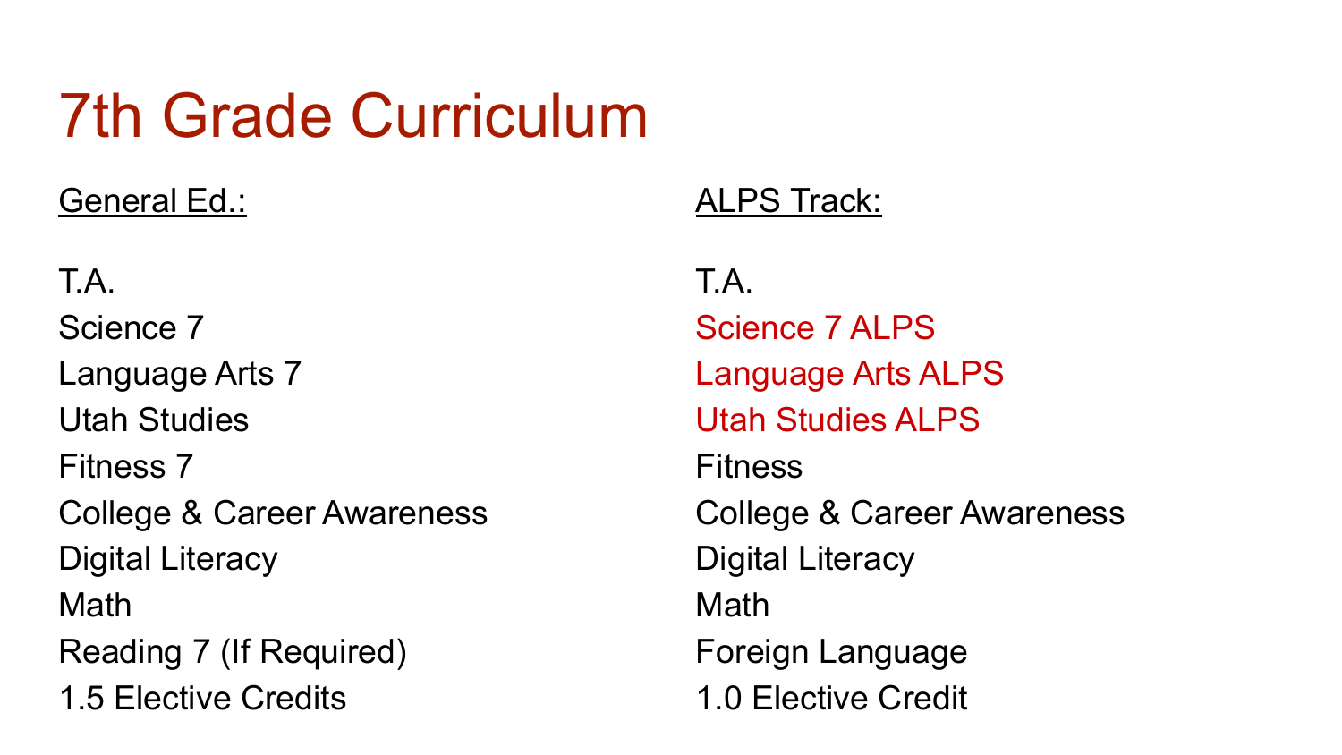# 7th Grade Curriculum

General Ed.:

T.A.
Science 7
Language Arts 7
Utah Studies
Fitness 7
College & Career Awareness
Digital Literacy
Math
Reading 7 (If Required)
1.5 Elective Credits

ALPS Track:

T.A.
Science 7 ALPS
Language Arts ALPS
Utah Studies ALPS
Fitness
College & Career Awareness
Digital Literacy
Math
Foreign Language
1.0 Elective Credit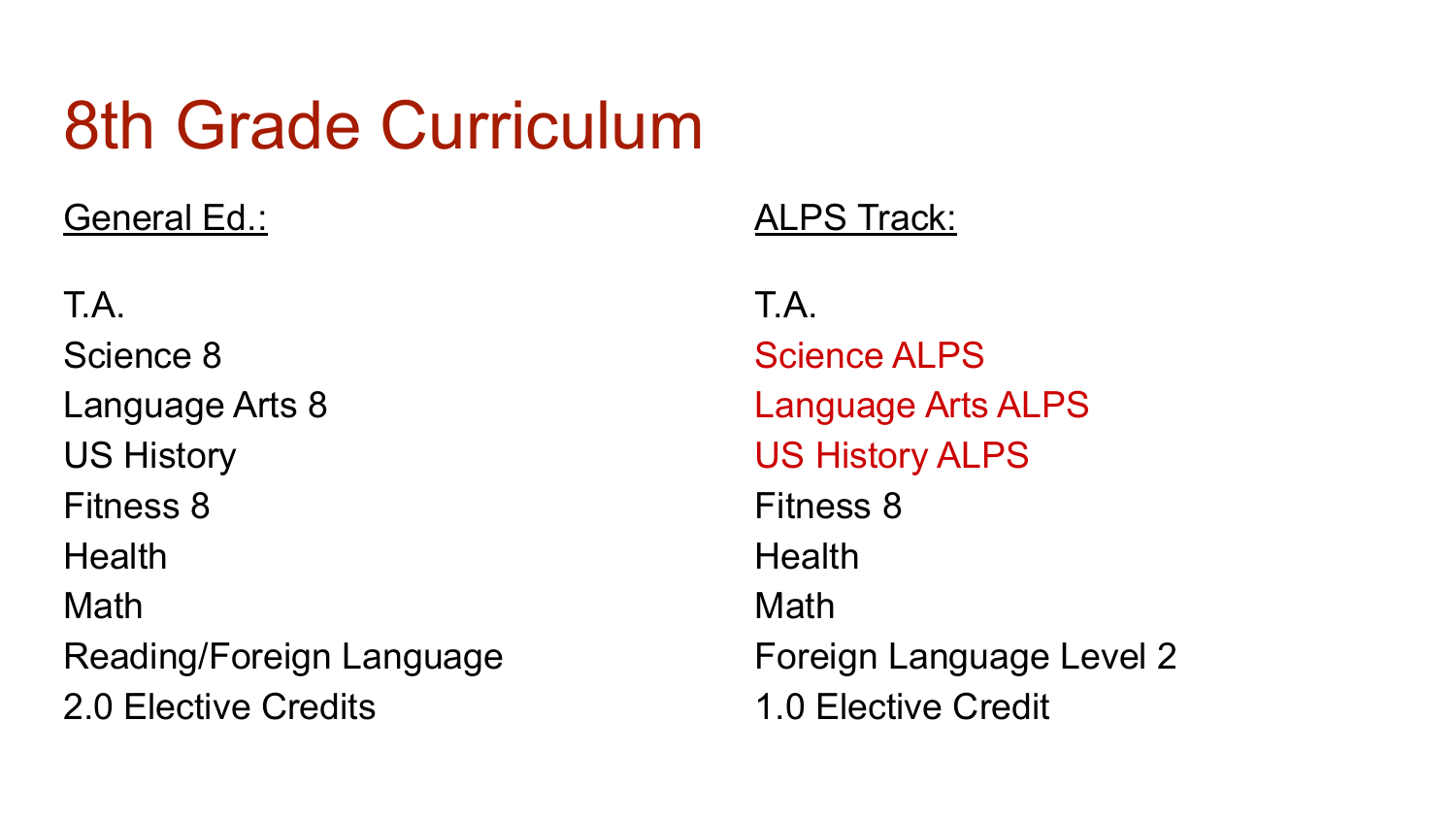# 8th Grade Curriculum

<u>General Ed.:</u>

T.A.
Science 8
Language Arts 8
US History
Fitness 8
Health
Math
Reading/Foreign Language
2.0 Elective Credits

<u>ALPS Track:</u>

T.A.
Science ALPS
Language Arts ALPS
US History ALPS
Fitness 8
Health
Math
Foreign Language Level 2
1.0 Elective Credit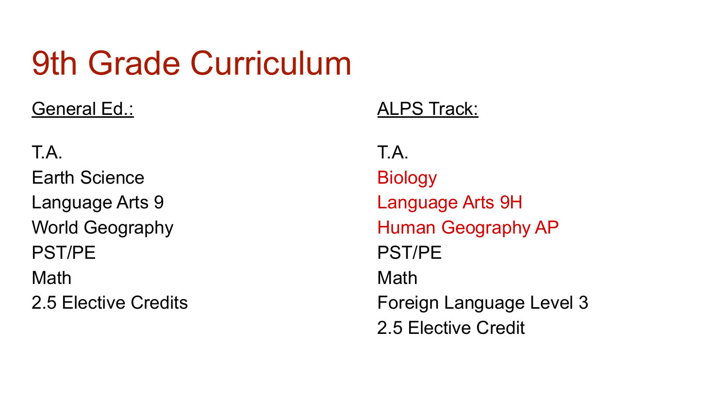# 9th Grade Curriculum

<u>General Ed.:</u>

T.A.
Earth Science
Language Arts 9
World Geography
PST/PE
Math
2.5 Elective Credits

<u>ALPS Track:</u>

T.A.
Biology
Language Arts 9H
Human Geography AP
PST/PE
Math
Foreign Language Level 3
2.5 Elective Credit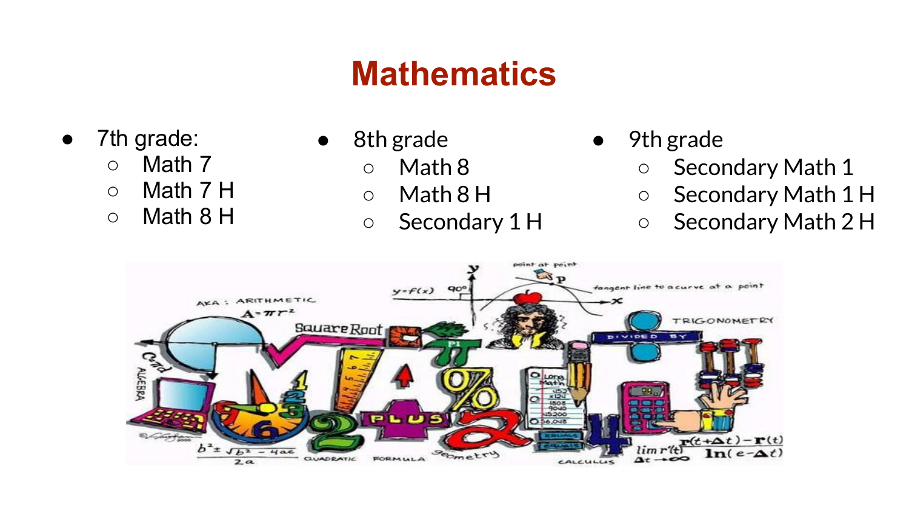# Mathematics

- 7th grade:
  - Math 7
  - Math 7 H
  - Math 8 H
- 8th grade
  - Math 8
  - Math 8 H
  - Secondary 1 H
- 9th grade
  - Secondary Math 1
  - Secondary Math 1 H
  - Secondary Math 2 H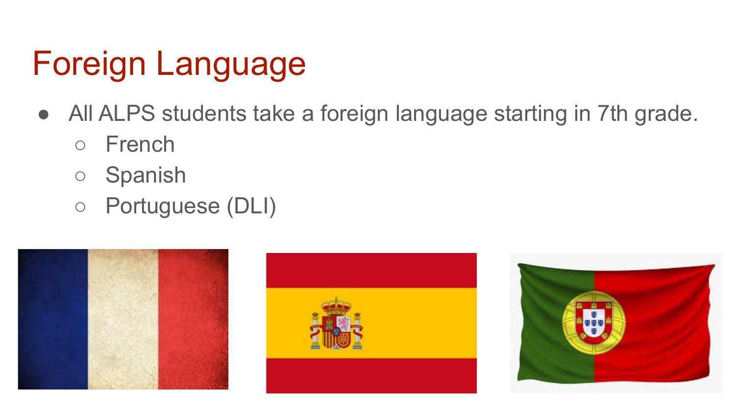# Foreign Language

- All ALPS students take a foreign language starting in 7th grade.
  - French
  - Spanish
  - Portuguese (DLI)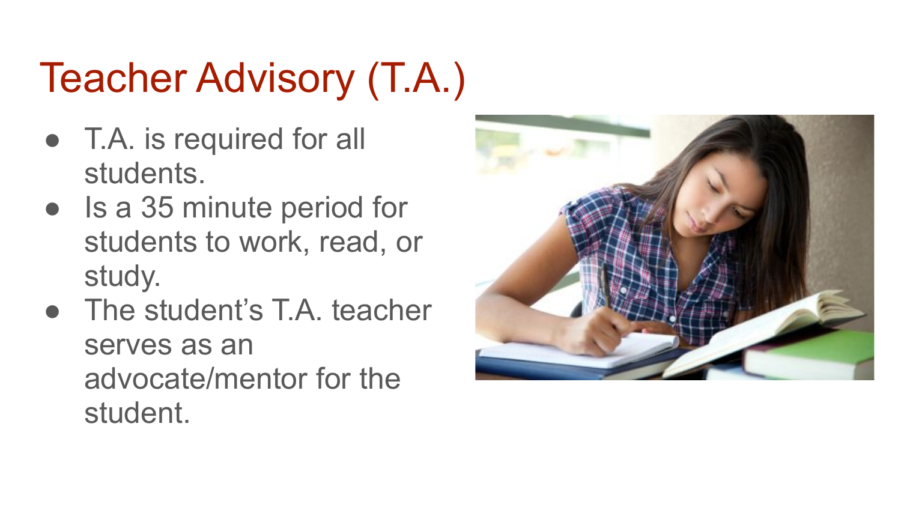# Teacher Advisory (T.A.)

- T.A. is required for all students.
- Is a 35 minute period for students to work, read, or study.
- The student's T.A. teacher serves as an advocate/mentor for the student.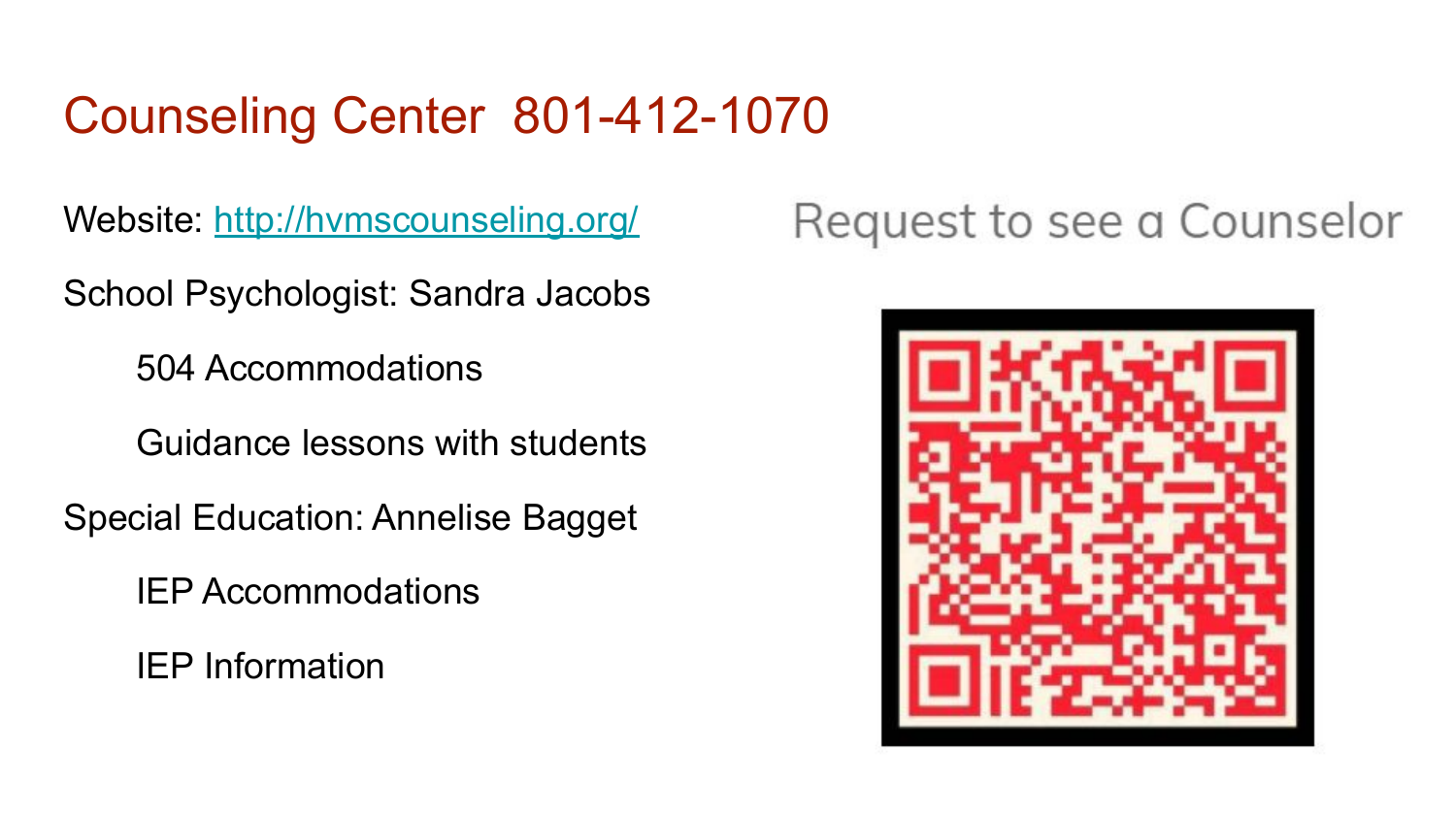# Counseling Center 801-412-1070

Website: [http://hvmscounseling.org/](http://hvmscounseling.org/)

School Psychologist: Sandra Jacobs

- 504 Accommodations
- Guidance lessons with students

Special Education: Annelise Bagget

- IEP Accommodations
- IEP Information

Request to see a Counselor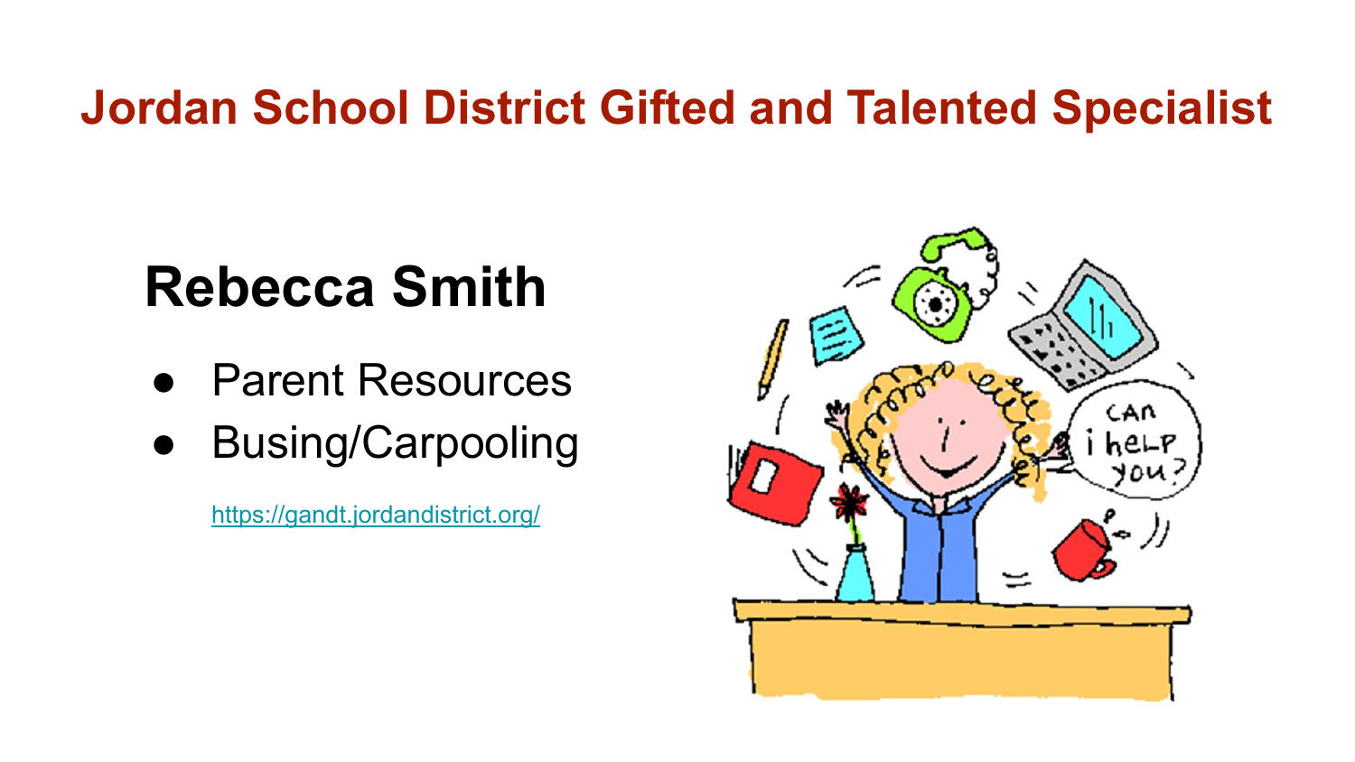# Jordan School District Gifted and Talented Specialist

## Rebecca Smith

- Parent Resources
- Busing/Carpooling

[https://gandt.jordandistrict.org/](https://gandt.jordandistrict.org/)